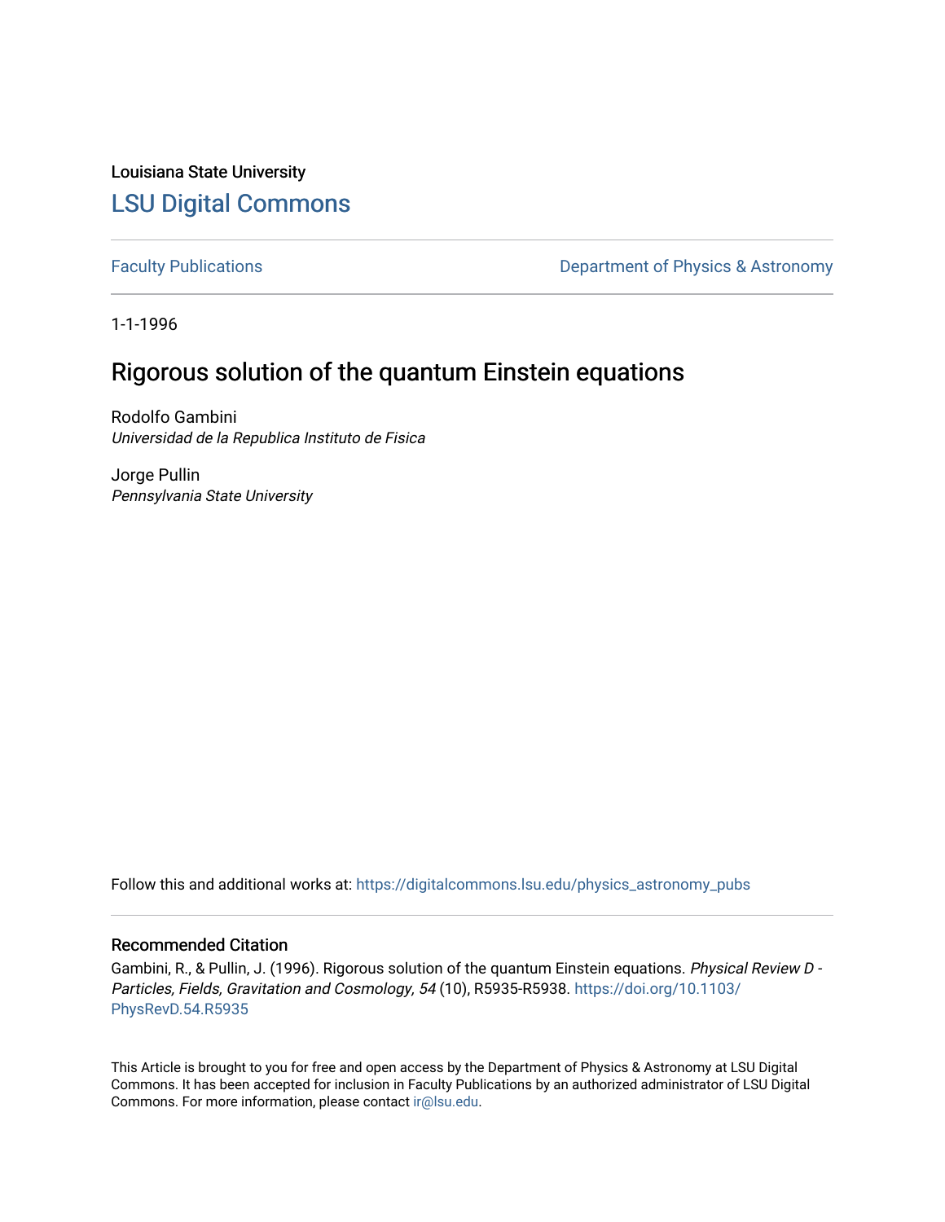Louisiana State University

# LSU Digital Commons

Faculty Publications

Department of Physics & Astronomy

1-1-1996

## Rigorous solution of the quantum Einstein equations

Rodolfo Gambini
*Universidad de la Republica Instituto de Fisica*

Jorge Pullin
*Pennsylvania State University*

Follow this and additional works at: https://digitalcommons.lsu.edu/physics_astronomy_pubs

### Recommended Citation

Gambini, R., & Pullin, J. (1996). Rigorous solution of the quantum Einstein equations. *Physical Review D - Particles, Fields, Gravitation and Cosmology, 54* (10), R5935-R5938. https://doi.org/10.1103/PhysRevD.54.R5935

This Article is brought to you for free and open access by the Department of Physics & Astronomy at LSU Digital Commons. It has been accepted for inclusion in Faculty Publications by an authorized administrator of LSU Digital Commons. For more information, please contact ir@lsu.edu.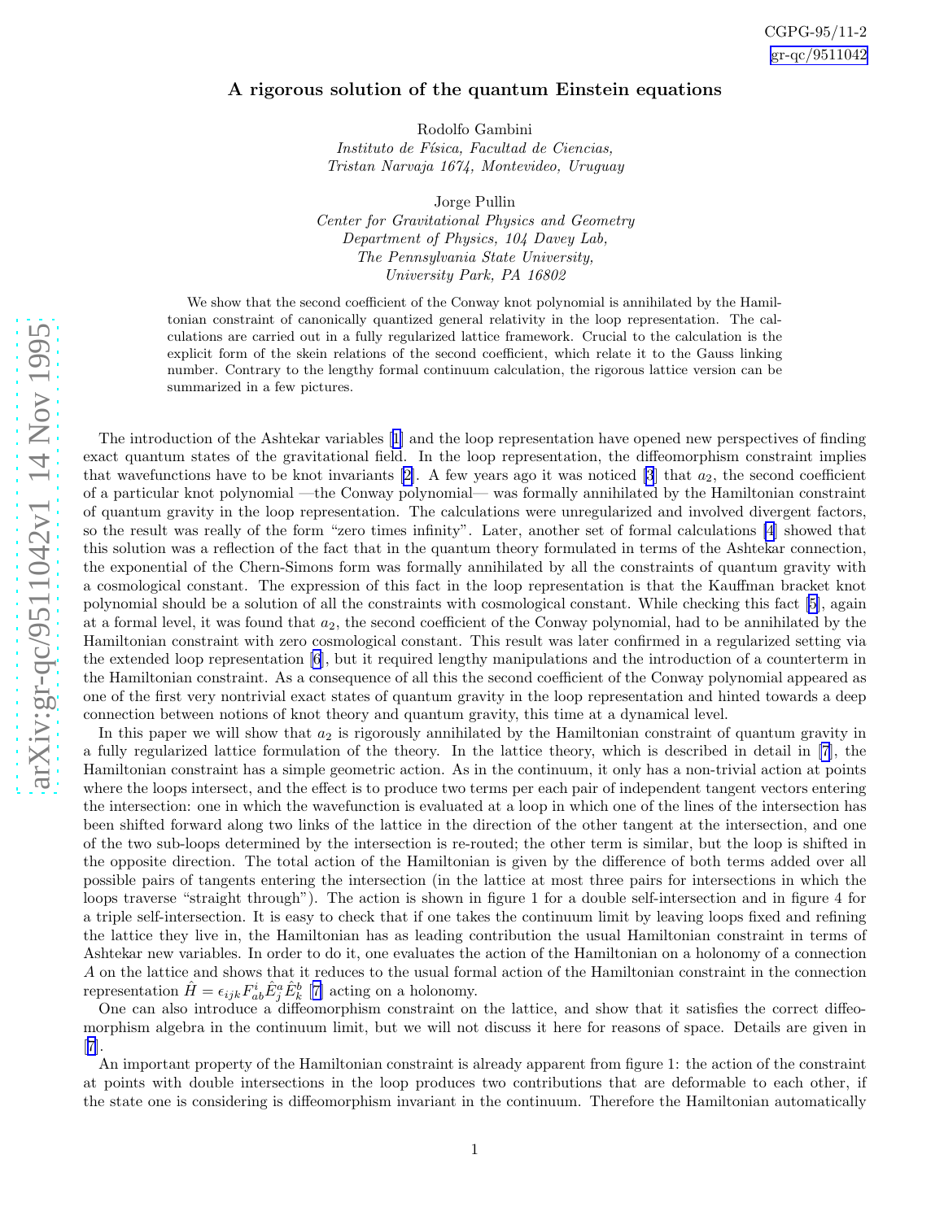CGPG-95/11-2
gr-qc/9511042

# A rigorous solution of the quantum Einstein equations

Rodolfo Gambini
*Instituto de Física, Facultad de Ciencias,*
*Tristan Narvaja 1674, Montevideo, Uruguay*

Jorge Pullin
*Center for Gravitational Physics and Geometry*
*Department of Physics, 104 Davey Lab,*
*The Pennsylvania State University,*
*University Park, PA 16802*

We show that the second coefficient of the Conway knot polynomial is annihilated by the Hamiltonian constraint of canonically quantized general relativity in the loop representation. The calculations are carried out in a fully regularized lattice framework. Crucial to the calculation is the explicit form of the skein relations of the second coefficient, which relate it to the Gauss linking number. Contrary to the lengthy formal continuum calculation, the rigorous lattice version can be summarized in a few pictures.

The introduction of the Ashtekar variables [1] and the loop representation have opened new perspectives of finding exact quantum states of the gravitational field. In the loop representation, the diffeomorphism constraint implies that wavefunctions have to be knot invariants [2]. A few years ago it was noticed [3] that $a_2$, the second coefficient of a particular knot polynomial —the Conway polynomial— was formally annihilated by the Hamiltonian constraint of quantum gravity in the loop representation. The calculations were unregularized and involved divergent factors, so the result was really of the form "zero times infinity". Later, another set of formal calculations [4] showed that this solution was a reflection of the fact that in the quantum theory formulated in terms of the Ashtekar connection, the exponential of the Chern-Simons form was formally annihilated by all the constraints of quantum gravity with a cosmological constant. The expression of this fact in the loop representation is that the Kauffman bracket knot polynomial should be a solution of all the constraints with cosmological constant. While checking this fact [5], again at a formal level, it was found that $a_2$, the second coefficient of the Conway polynomial, had to be annihilated by the Hamiltonian constraint with zero cosmological constant. This result was later confirmed in a regularized setting via the extended loop representation [6], but it required lengthy manipulations and the introduction of a counterterm in the Hamiltonian constraint. As a consequence of all this the second coefficient of the Conway polynomial appeared as one of the first very nontrivial exact states of quantum gravity in the loop representation and hinted towards a deep connection between notions of knot theory and quantum gravity, this time at a dynamical level.

In this paper we will show that $a_2$ is rigorously annihilated by the Hamiltonian constraint of quantum gravity in a fully regularized lattice formulation of the theory. In the lattice theory, which is described in detail in [7], the Hamiltonian constraint has a simple geometric action. As in the continuum, it only has a non-trivial action at points where the loops intersect, and the effect is to produce two terms per each pair of independent tangent vectors entering the intersection: one in which the wavefunction is evaluated at a loop in which one of the lines of the intersection has been shifted forward along two links of the lattice in the direction of the other tangent at the intersection, and one of the two sub-loops determined by the intersection is re-routed; the other term is similar, but the loop is shifted in the opposite direction. The total action of the Hamiltonian is given by the difference of both terms added over all possible pairs of tangents entering the intersection (in the lattice at most three pairs for intersections in which the loops traverse "straight through"). The action is shown in figure 1 for a double self-intersection and in figure 4 for a triple self-intersection. It is easy to check that if one takes the continuum limit by leaving loops fixed and refining the lattice they live in, the Hamiltonian has as leading contribution the usual Hamiltonian constraint in terms of Ashtekar new variables. In order to do it, one evaluates the action of the Hamiltonian on a holonomy of a connection $A$ on the lattice and shows that it reduces to the usual formal action of the Hamiltonian constraint in the connection representation $\hat{H} = \epsilon_{ijk} F^i_{ab} \hat{E}^a_j \hat{E}^b_k$ [7] acting on a holonomy.

One can also introduce a diffeomorphism constraint on the lattice, and show that it satisfies the correct diffeomorphism algebra in the continuum limit, but we will not discuss it here for reasons of space. Details are given in [7].

An important property of the Hamiltonian constraint is already apparent from figure 1: the action of the constraint at points with double intersections in the loop produces two contributions that are deformable to each other, if the state one is considering is diffeomorphism invariant in the continuum. Therefore the Hamiltonian automatically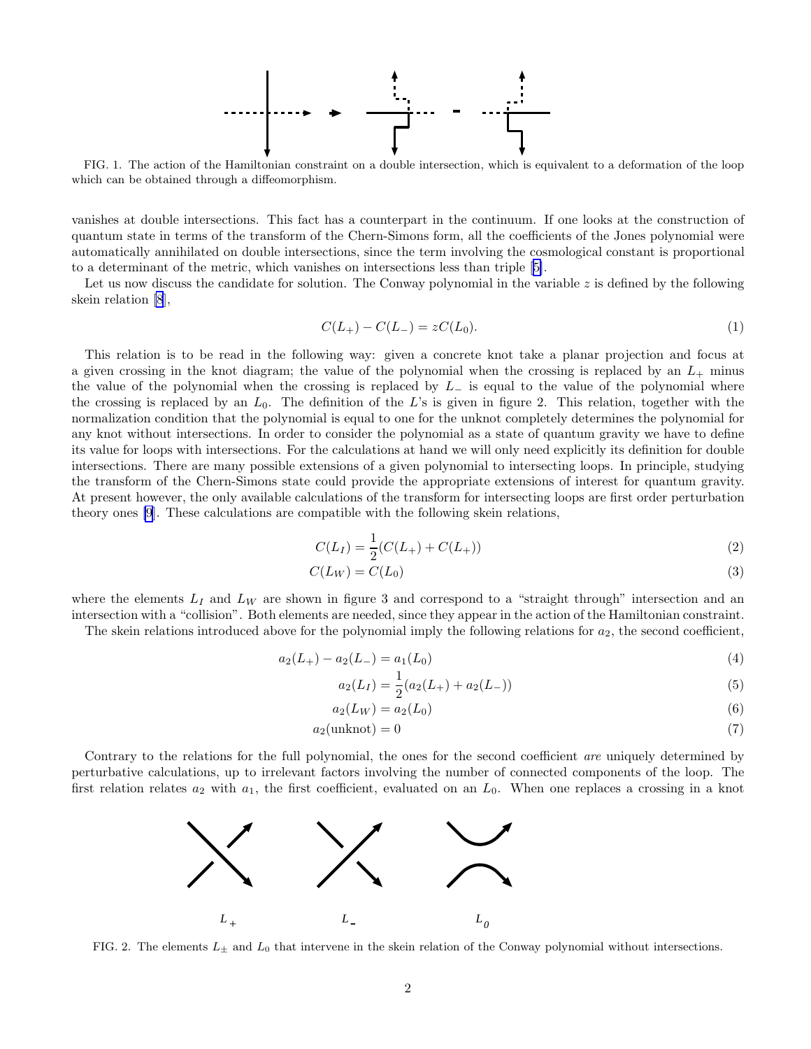FIG. 1. The action of the Hamiltonian constraint on a double intersection, which is equivalent to a deformation of the loop which can be obtained through a diffeomorphism.

vanishes at double intersections. This fact has a counterpart in the continuum. If one looks at the construction of quantum state in terms of the transform of the Chern-Simons form, all the coefficients of the Jones polynomial were automatically annihilated on double intersections, since the term involving the cosmological constant is proportional to a determinant of the metric, which vanishes on intersections less than triple [5].

Let us now discuss the candidate for solution. The Conway polynomial in the variable $z$ is defined by the following skein relation [8],

$$C(L_+) - C(L_-) = zC(L_0). \tag{1}$$

This relation is to be read in the following way: given a concrete knot take a planar projection and focus at a given crossing in the knot diagram; the value of the polynomial when the crossing is replaced by an $L_+$ minus the value of the polynomial when the crossing is replaced by $L_-$ is equal to the value of the polynomial where the crossing is replaced by an $L_0$. The definition of the $L$'s is given in figure 2. This relation, together with the normalization condition that the polynomial is equal to one for the unknot completely determines the polynomial for any knot without intersections. In order to consider the polynomial as a state of quantum gravity we have to define its value for loops with intersections. For the calculations at hand we will only need explicitly its definition for double intersections. There are many possible extensions of a given polynomial to intersecting loops. In principle, studying the transform of the Chern-Simons state could provide the appropriate extensions of interest for quantum gravity. At present however, the only available calculations of the transform for intersecting loops are first order perturbation theory ones [9]. These calculations are compatible with the following skein relations,

$$C(L_I) = \frac{1}{2}(C(L_+) + C(L_+)) \tag{2}$$

$$C(L_W) = C(L_0) \tag{3}$$

where the elements $L_I$ and $L_W$ are shown in figure 3 and correspond to a "straight through" intersection and an intersection with a "collision". Both elements are needed, since they appear in the action of the Hamiltonian constraint.

The skein relations introduced above for the polynomial imply the following relations for $a_2$, the second coefficient,

$$a_2(L_+) - a_2(L_-) = a_1(L_0) \tag{4}$$

$$a_2(L_I) = \frac{1}{2}(a_2(L_+) + a_2(L_-)) \tag{5}$$

$$a_2(L_W) = a_2(L_0) \tag{6}$$

$$a_2(\text{unknot}) = 0 \tag{7}$$

Contrary to the relations for the full polynomial, the ones for the second coefficient *are* uniquely determined by perturbative calculations, up to irrelevant factors involving the number of connected components of the loop. The first relation relates $a_2$ with $a_1$, the first coefficient, evaluated on an $L_0$. When one replaces a crossing in a knot

FIG. 2. The elements $L_\pm$ and $L_0$ that intervene in the skein relation of the Conway polynomial without intersections.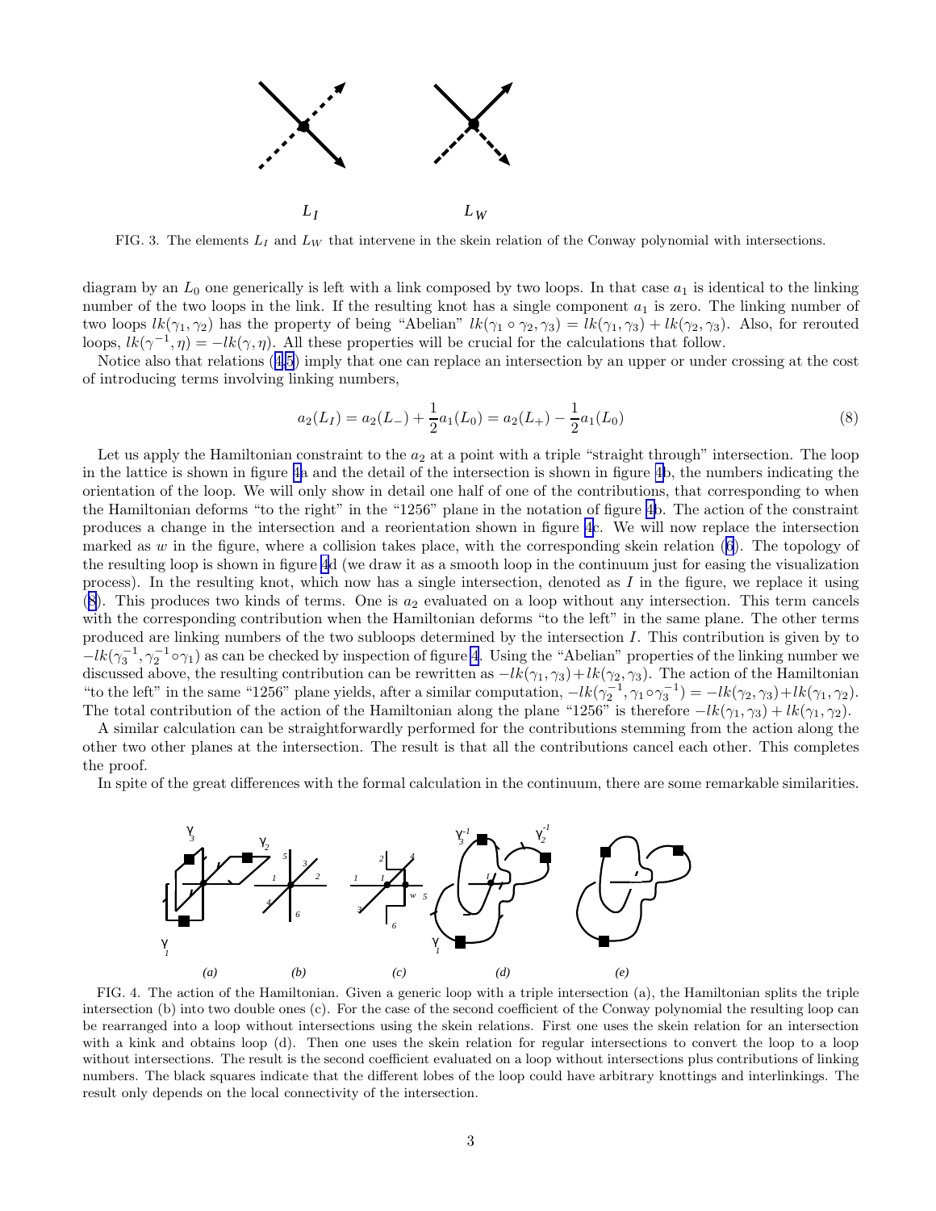FIG. 3. The elements $L_I$ and $L_W$ that intervene in the skein relation of the Conway polynomial with intersections.

diagram by an $L_0$ one generically is left with a link composed by two loops. In that case $a_1$ is identical to the linking number of the two loops in the link. If the resulting knot has a single component $a_1$ is zero. The linking number of two loops $lk(\gamma_1, \gamma_2)$ has the property of being "Abelian" $lk(\gamma_1 \circ \gamma_2, \gamma_3) = lk(\gamma_1, \gamma_3) + lk(\gamma_2, \gamma_3)$. Also, for rerouted loops, $lk(\gamma^{-1}, \eta) = -lk(\gamma, \eta)$. All these properties will be crucial for the calculations that follow.

Notice also that relations (4,5) imply that one can replace an intersection by an upper or under crossing at the cost of introducing terms involving linking numbers,

$$a_2(L_I) = a_2(L_-) + \frac{1}{2}a_1(L_0) = a_2(L_+) - \frac{1}{2}a_1(L_0) \tag{8}$$

Let us apply the Hamiltonian constraint to the $a_2$ at a point with a triple "straight through" intersection. The loop in the lattice is shown in figure 4a and the detail of the intersection is shown in figure 4b, the numbers indicating the orientation of the loop. We will only show in detail one half of one of the contributions, that corresponding to when the Hamiltonian deforms "to the right" in the "1256" plane in the notation of figure 4b. The action of the constraint produces a change in the intersection and a reorientation shown in figure 4c. We will now replace the intersection marked as $w$ in the figure, where a collision takes place, with the corresponding skein relation (6). The topology of the resulting loop is shown in figure 4d (we draw it as a smooth loop in the continuum just for easing the visualization process). In the resulting knot, which now has a single intersection, denoted as $I$ in the figure, we replace it using (8). This produces two kinds of terms. One is $a_2$ evaluated on a loop without any intersection. This term cancels with the corresponding contribution when the Hamiltonian deforms "to the left" in the same plane. The other terms produced are linking numbers of the two subloops determined by the intersection $I$. This contribution is given by to $-lk(\gamma_3^{-1}, \gamma_2^{-1} \circ \gamma_1)$ as can be checked by inspection of figure 4. Using the "Abelian" properties of the linking number we discussed above, the resulting contribution can be rewritten as $-lk(\gamma_1, \gamma_3) + lk(\gamma_2, \gamma_3)$. The action of the Hamiltonian "to the left" in the same "1256" plane yields, after a similar computation, $-lk(\gamma_2^{-1}, \gamma_1 \circ \gamma_3^{-1}) = -lk(\gamma_2, \gamma_3) + lk(\gamma_1, \gamma_2)$. The total contribution of the action of the Hamiltonian along the plane "1256" is therefore $-lk(\gamma_1, \gamma_3) + lk(\gamma_1, \gamma_2)$.

A similar calculation can be straightforwardly performed for the contributions stemming from the action along the other two other planes at the intersection. The result is that all the contributions cancel each other. This completes the proof.

In spite of the great differences with the formal calculation in the continuum, there are some remarkable similarities.

FIG. 4. The action of the Hamiltonian. Given a generic loop with a triple intersection (a), the Hamiltonian splits the triple intersection (b) into two double ones (c). For the case of the second coefficient of the Conway polynomial the resulting loop can be rearranged into a loop without intersections using the skein relations. First one uses the skein relation for an intersection with a kink and obtains loop (d). Then one uses the skein relation for regular intersections to convert the loop to a loop without intersections. The result is the second coefficient evaluated on a loop without intersections plus contributions of linking numbers. The black squares indicate that the different lobes of the loop could have arbitrary knottings and interlinkings. The result only depends on the local connectivity of the intersection.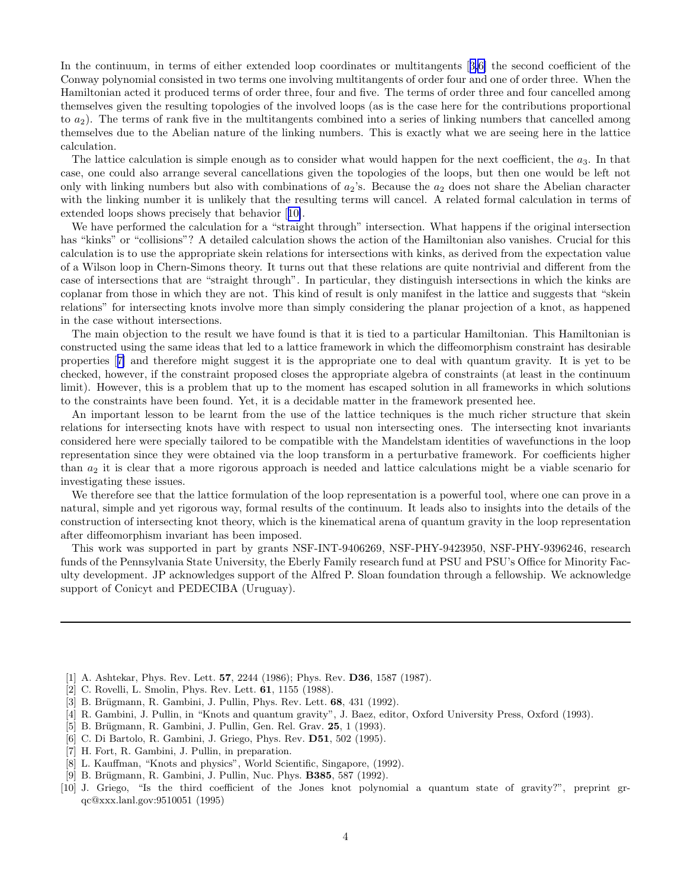In the continuum, in terms of either extended loop coordinates or multitangents [3,6] the second coefficient of the Conway polynomial consisted in two terms one involving multitangents of order four and one of order three. When the Hamiltonian acted it produced terms of order three, four and five. The terms of order three and four cancelled among themselves given the resulting topologies of the involved loops (as is the case here for the contributions proportional to $a_2$). The terms of rank five in the multitangents combined into a series of linking numbers that cancelled among themselves due to the Abelian nature of the linking numbers. This is exactly what we are seeing here in the lattice calculation.

The lattice calculation is simple enough as to consider what would happen for the next coefficient, the $a_3$. In that case, one could also arrange several cancellations given the topologies of the loops, but then one would be left not only with linking numbers but also with combinations of $a_2$'s. Because the $a_2$ does not share the Abelian character with the linking number it is unlikely that the resulting terms will cancel. A related formal calculation in terms of extended loops shows precisely that behavior [10].

We have performed the calculation for a "straight through" intersection. What happens if the original intersection has "kinks" or "collisions"? A detailed calculation shows the action of the Hamiltonian also vanishes. Crucial for this calculation is to use the appropriate skein relations for intersections with kinks, as derived from the expectation value of a Wilson loop in Chern-Simons theory. It turns out that these relations are quite nontrivial and different from the case of intersections that are "straight through". In particular, they distinguish intersections in which the kinks are coplanar from those in which they are not. This kind of result is only manifest in the lattice and suggests that "skein relations" for intersecting knots involve more than simply considering the planar projection of a knot, as happened in the case without intersections.

The main objection to the result we have found is that it is tied to a particular Hamiltonian. This Hamiltonian is constructed using the same ideas that led to a lattice framework in which the diffeomorphism constraint has desirable properties [7] and therefore might suggest it is the appropriate one to deal with quantum gravity. It is yet to be checked, however, if the constraint proposed closes the appropriate algebra of constraints (at least in the continuum limit). However, this is a problem that up to the moment has escaped solution in all frameworks in which solutions to the constraints have been found. Yet, it is a decidable matter in the framework presented hee.

An important lesson to be learnt from the use of the lattice techniques is the much richer structure that skein relations for intersecting knots have with respect to usual non intersecting ones. The intersecting knot invariants considered here were specially tailored to be compatible with the Mandelstam identities of wavefunctions in the loop representation since they were obtained via the loop transform in a perturbative framework. For coefficients higher than $a_2$ it is clear that a more rigorous approach is needed and lattice calculations might be a viable scenario for investigating these issues.

We therefore see that the lattice formulation of the loop representation is a powerful tool, where one can prove in a natural, simple and yet rigorous way, formal results of the continuum. It leads also to insights into the details of the construction of intersecting knot theory, which is the kinematical arena of quantum gravity in the loop representation after diffeomorphism invariant has been imposed.

This work was supported in part by grants NSF-INT-9406269, NSF-PHY-9423950, NSF-PHY-9396246, research funds of the Pennsylvania State University, the Eberly Family research fund at PSU and PSU's Office for Minority Faculty development. JP acknowledges support of the Alfred P. Sloan foundation through a fellowship. We acknowledge support of Conicyt and PEDECIBA (Uruguay).

---

[1] A. Ashtekar, Phys. Rev. Lett. **57**, 2244 (1986); Phys. Rev. **D36**, 1587 (1987).
[2] C. Rovelli, L. Smolin, Phys. Rev. Lett. **61**, 1155 (1988).
[3] B. Brügmann, R. Gambini, J. Pullin, Phys. Rev. Lett. **68**, 431 (1992).
[4] R. Gambini, J. Pullin, in "Knots and quantum gravity", J. Baez, editor, Oxford University Press, Oxford (1993).
[5] B. Brügmann, R. Gambini, J. Pullin, Gen. Rel. Grav. **25**, 1 (1993).
[6] C. Di Bartolo, R. Gambini, J. Griego, Phys. Rev. **D51**, 502 (1995).
[7] H. Fort, R. Gambini, J. Pullin, in preparation.
[8] L. Kauffman, "Knots and physics", World Scientific, Singapore, (1992).
[9] B. Brügmann, R. Gambini, J. Pullin, Nuc. Phys. **B385**, 587 (1992).
[10] J. Griego, "Is the third coefficient of the Jones knot polynomial a quantum state of gravity?", preprint gr-qc@xxx.lanl.gov:9510051 (1995)